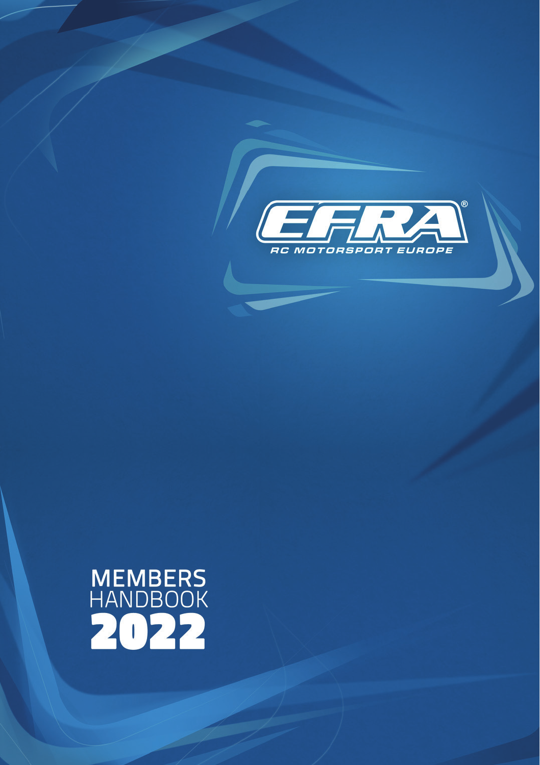EFRA®

RC MOTORSPORT EUROPE

# MEMBERS HANDBOOK 2022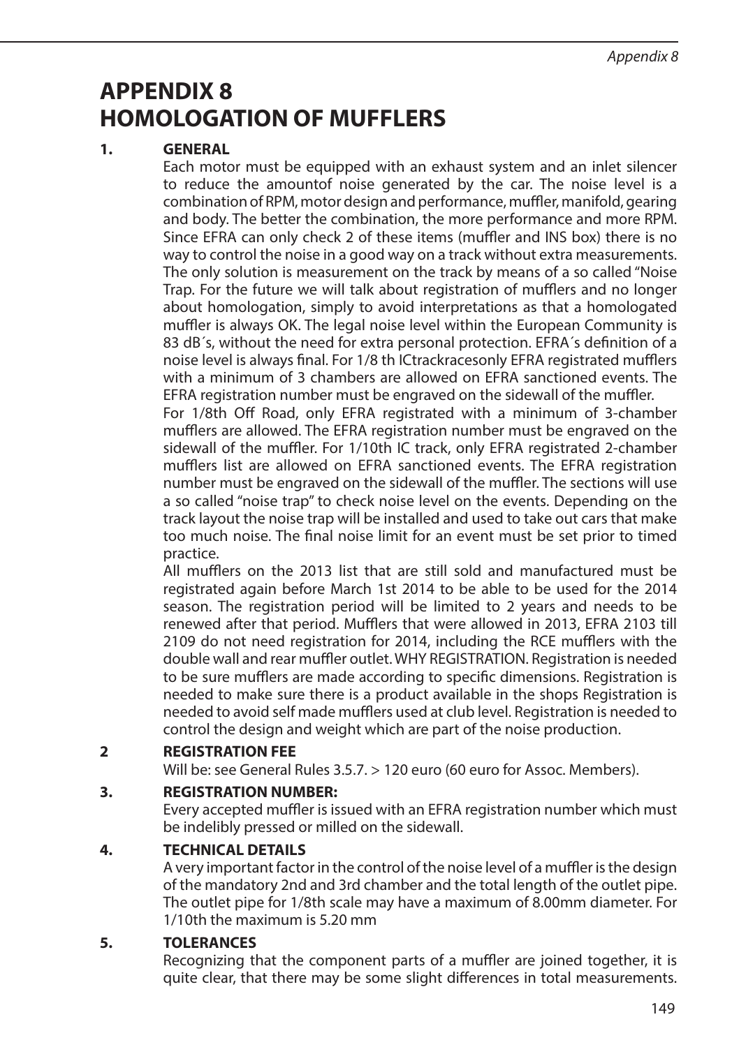# APPENDIX 8
# HOMOLOGATION OF MUFFLERS

## 1. GENERAL

Each motor must be equipped with an exhaust system and an inlet silencer to reduce the amountof noise generated by the car. The noise level is a combination of RPM, motor design and performance, muffler, manifold, gearing and body. The better the combination, the more performance and more RPM. Since EFRA can only check 2 of these items (muffler and INS box) there is no way to control the noise in a good way on a track without extra measurements. The only solution is measurement on the track by means of a so called "Noise Trap. For the future we will talk about registration of mufflers and no longer about homologation, simply to avoid interpretations as that a homologated muffler is always OK. The legal noise level within the European Community is 83 dB´s, without the need for extra personal protection. EFRA´s definition of a noise level is always final. For 1/8 th ICtrackracesonly EFRA registrated mufflers with a minimum of 3 chambers are allowed on EFRA sanctioned events. The EFRA registration number must be engraved on the sidewall of the muffler.

For 1/8th Off Road, only EFRA registrated with a minimum of 3-chamber mufflers are allowed. The EFRA registration number must be engraved on the sidewall of the muffler. For 1/10th IC track, only EFRA registrated 2-chamber mufflers list are allowed on EFRA sanctioned events. The EFRA registration number must be engraved on the sidewall of the muffler. The sections will use a so called "noise trap" to check noise level on the events. Depending on the track layout the noise trap will be installed and used to take out cars that make too much noise. The final noise limit for an event must be set prior to timed practice.

All mufflers on the 2013 list that are still sold and manufactured must be registrated again before March 1st 2014 to be able to be used for the 2014 season. The registration period will be limited to 2 years and needs to be renewed after that period. Mufflers that were allowed in 2013, EFRA 2103 till 2109 do not need registration for 2014, including the RCE mufflers with the double wall and rear muffler outlet. WHY REGISTRATION. Registration is needed to be sure mufflers are made according to specific dimensions. Registration is needed to make sure there is a product available in the shops Registration is needed to avoid self made mufflers used at club level. Registration is needed to control the design and weight which are part of the noise production.

## 2 REGISTRATION FEE

Will be: see General Rules 3.5.7. > 120 euro (60 euro for Assoc. Members).

## 3. REGISTRATION NUMBER:

Every accepted muffler is issued with an EFRA registration number which must be indelibly pressed or milled on the sidewall.

## 4. TECHNICAL DETAILS

A very important factor in the control of the noise level of a muffler is the design of the mandatory 2nd and 3rd chamber and the total length of the outlet pipe. The outlet pipe for 1/8th scale may have a maximum of 8.00mm diameter. For 1/10th the maximum is 5.20 mm

## 5. TOLERANCES

Recognizing that the component parts of a muffler are joined together, it is quite clear, that there may be some slight differences in total measurements.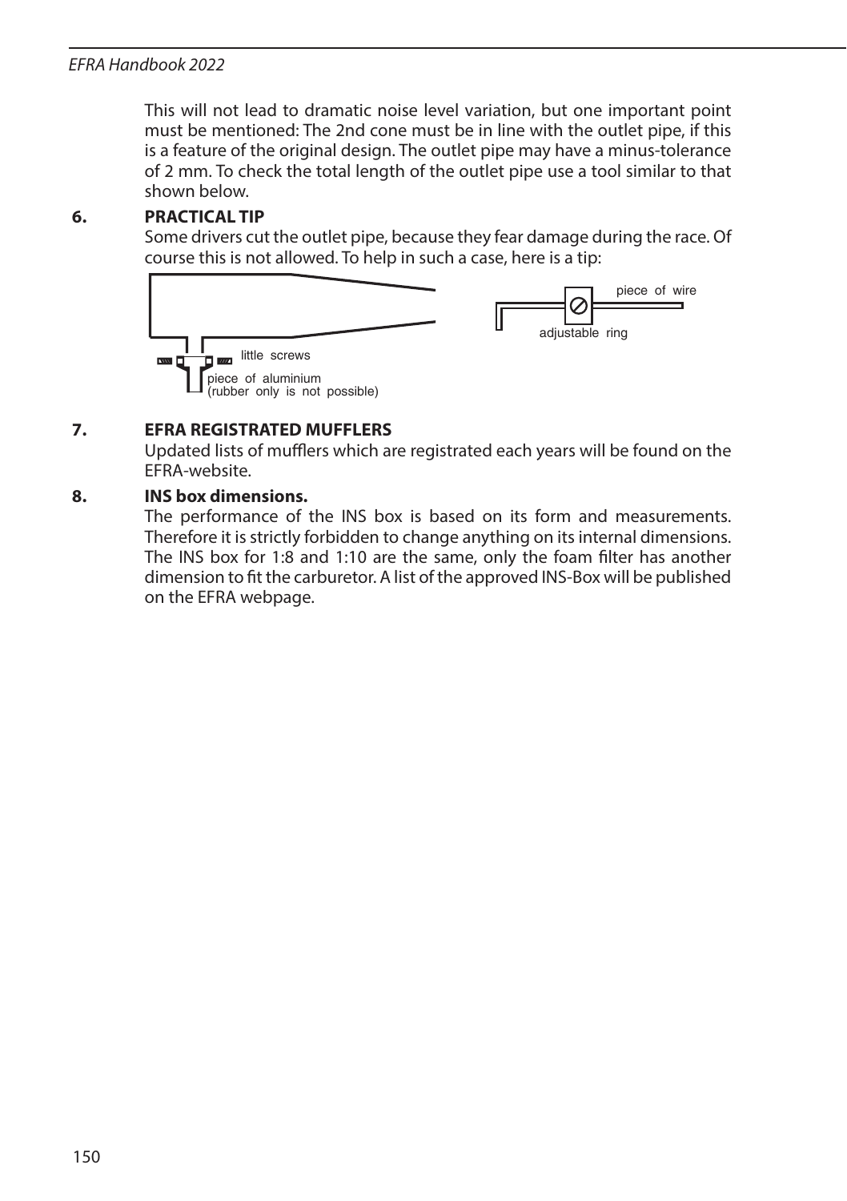This will not lead to dramatic noise level variation, but one important point must be mentioned: The 2nd cone must be in line with the outlet pipe, if this is a feature of the original design. The outlet pipe may have a minus-tolerance of 2 mm. To check the total length of the outlet pipe use a tool similar to that shown below.

**6. PRACTICAL TIP**

Some drivers cut the outlet pipe, because they fear damage during the race. Of course this is not allowed. To help in such a case, here is a tip:

little screws

piece of aluminium
(rubber only is not possible)

piece of wire

adjustable ring

**7. EFRA REGISTRATED MUFFLERS**

Updated lists of mufflers which are registrated each years will be found on the EFRA-website.

**8. INS box dimensions.**

The performance of the INS box is based on its form and measurements. Therefore it is strictly forbidden to change anything on its internal dimensions. The INS box for 1:8 and 1:10 are the same, only the foam filter has another dimension to fit the carburetor. A list of the approved INS-Box will be published on the EFRA webpage.